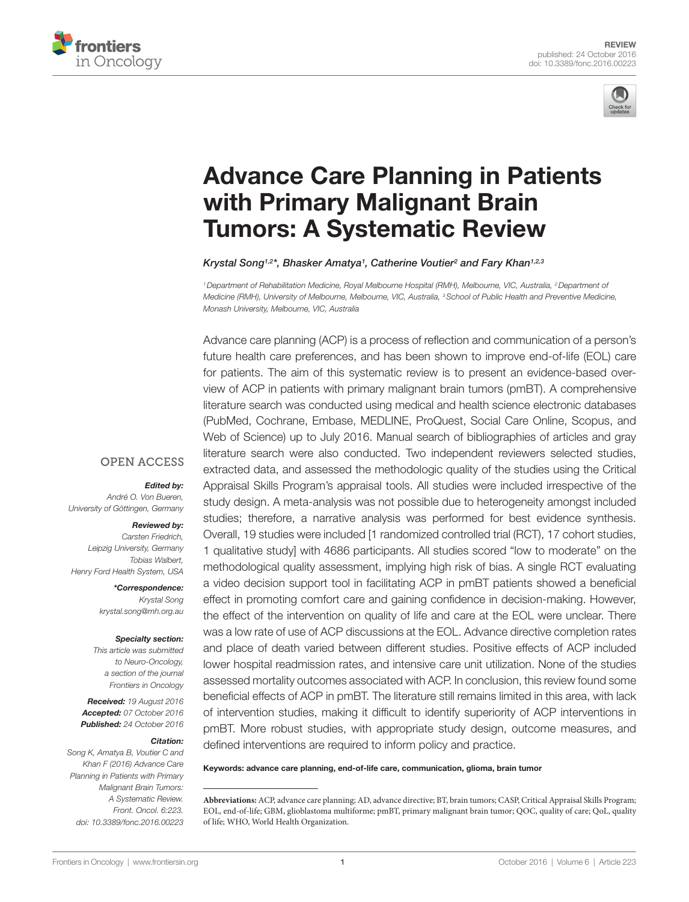REVIEW
published: 24 October 2016
doi: 10.3389/fonc.2016.00223

# Advance Care Planning in Patients with Primary Malignant Brain Tumors: A Systematic Review

*Krystal Song[1,2]\*, Bhasker Amatya[1], Catherine Voutier[2] and Fary Khan[1,2,3]*

[1] Department of Rehabilitation Medicine, Royal Melbourne Hospital (RMH), Melbourne, VIC, Australia, [2] Department of Medicine (RMH), University of Melbourne, Melbourne, VIC, Australia, [3] School of Public Health and Preventive Medicine, Monash University, Melbourne, VIC, Australia

Advance care planning (ACP) is a process of reflection and communication of a person's future health care preferences, and has been shown to improve end-of-life (EOL) care for patients. The aim of this systematic review is to present an evidence-based overview of ACP in patients with primary malignant brain tumors (pmBT). A comprehensive literature search was conducted using medical and health science electronic databases (PubMed, Cochrane, Embase, MEDLINE, ProQuest, Social Care Online, Scopus, and Web of Science) up to July 2016. Manual search of bibliographies of articles and gray literature search were also conducted. Two independent reviewers selected studies, extracted data, and assessed the methodologic quality of the studies using the Critical Appraisal Skills Program's appraisal tools. All studies were included irrespective of the study design. A meta-analysis was not possible due to heterogeneity amongst included studies; therefore, a narrative analysis was performed for best evidence synthesis. Overall, 19 studies were included [1 randomized controlled trial (RCT), 17 cohort studies, 1 qualitative study] with 4686 participants. All studies scored "low to moderate" on the methodological quality assessment, implying high risk of bias. A single RCT evaluating a video decision support tool in facilitating ACP in pmBT patients showed a beneficial effect in promoting comfort care and gaining confidence in decision-making. However, the effect of the intervention on quality of life and care at the EOL were unclear. There was a low rate of use of ACP discussions at the EOL. Advance directive completion rates and place of death varied between different studies. Positive effects of ACP included lower hospital readmission rates, and intensive care unit utilization. None of the studies assessed mortality outcomes associated with ACP. In conclusion, this review found some beneficial effects of ACP in pmBT. The literature still remains limited in this area, with lack of intervention studies, making it difficult to identify superiority of ACP interventions in pmBT. More robust studies, with appropriate study design, outcome measures, and defined interventions are required to inform policy and practice.

**Keywords: advance care planning, end-of-life care, communication, glioma, brain tumor**

OPEN ACCESS

***Edited by:***
*André O. Von Bueren, University of Göttingen, Germany*

***Reviewed by:***
*Carsten Friedrich, Leipzig University, Germany*
*Tobias Walbert, Henry Ford Health System, USA*

***\*Correspondence:***
*Krystal Song*
*krystal.song@mh.org.au*

***Specialty section:***
*This article was submitted to Neuro-Oncology, a section of the journal Frontiers in Oncology*

***Received:*** *19 August 2016*
***Accepted:*** *07 October 2016*
***Published:*** *24 October 2016*

***Citation:***
*Song K, Amatya B, Voutier C and Khan F (2016) Advance Care Planning in Patients with Primary Malignant Brain Tumors: A Systematic Review. Front. Oncol. 6:223. doi: 10.3389/fonc.2016.00223*

**Abbreviations:** ACP, advance care planning; AD, advance directive; BT, brain tumors; CASP, Critical Appraisal Skills Program; EOL, end-of-life; GBM, glioblastoma multiforme; pmBT, primary malignant brain tumor; QOC, quality of care; QoL, quality of life; WHO, World Health Organization.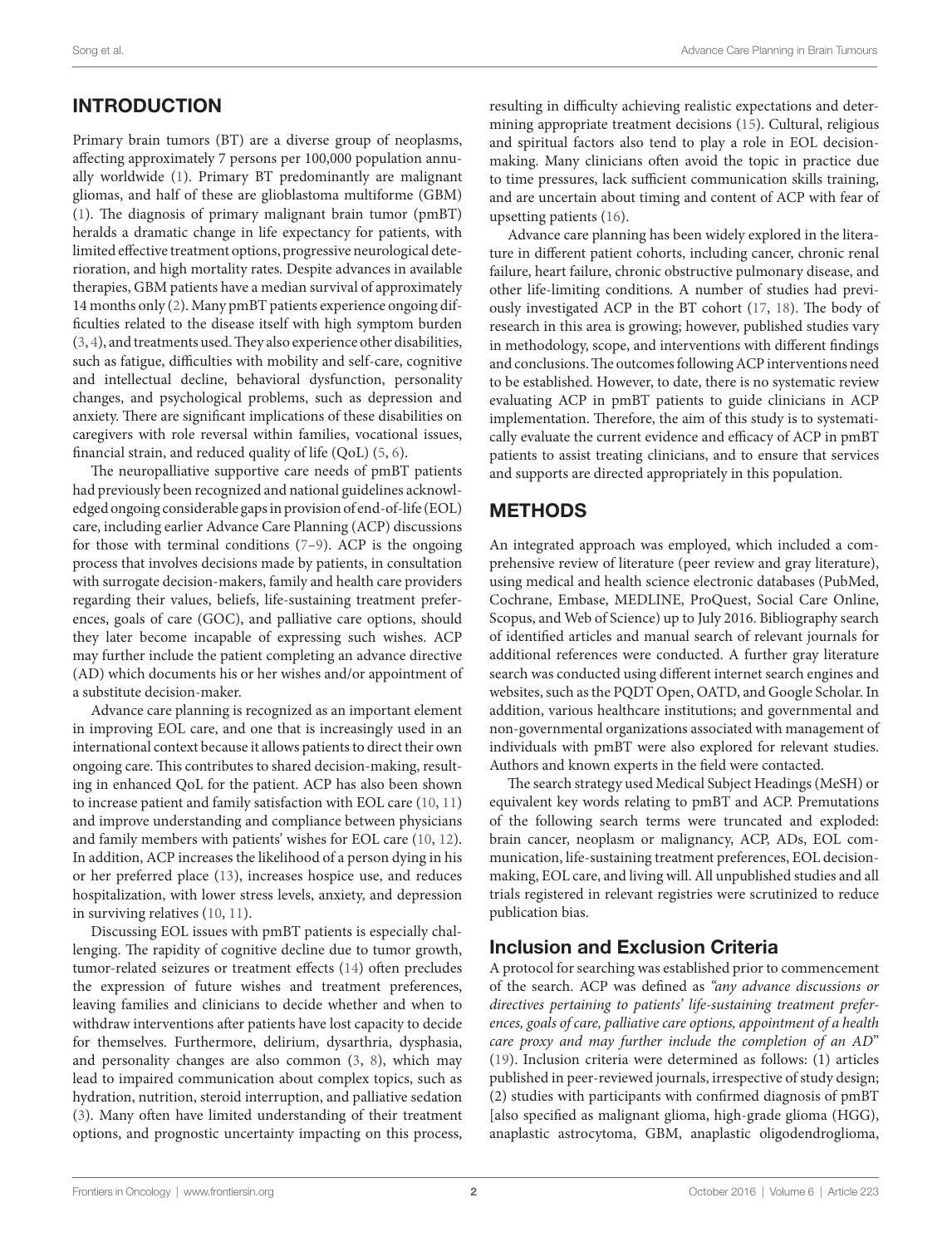## INTRODUCTION

Primary brain tumors (BT) are a diverse group of neoplasms, affecting approximately 7 persons per 100,000 population annually worldwide (1). Primary BT predominantly are malignant gliomas, and half of these are glioblastoma multiforme (GBM) (1). The diagnosis of primary malignant brain tumor (pmBT) heralds a dramatic change in life expectancy for patients, with limited effective treatment options, progressive neurological deterioration, and high mortality rates. Despite advances in available therapies, GBM patients have a median survival of approximately 14 months only (2). Many pmBT patients experience ongoing difficulties related to the disease itself with high symptom burden (3, 4), and treatments used. They also experience other disabilities, such as fatigue, difficulties with mobility and self-care, cognitive and intellectual decline, behavioral dysfunction, personality changes, and psychological problems, such as depression and anxiety. There are significant implications of these disabilities on caregivers with role reversal within families, vocational issues, financial strain, and reduced quality of life (QoL) (5, 6).

The neuropalliative supportive care needs of pmBT patients had previously been recognized and national guidelines acknowledged ongoing considerable gaps in provision of end-of-life (EOL) care, including earlier Advance Care Planning (ACP) discussions for those with terminal conditions (7–9). ACP is the ongoing process that involves decisions made by patients, in consultation with surrogate decision-makers, family and health care providers regarding their values, beliefs, life-sustaining treatment preferences, goals of care (GOC), and palliative care options, should they later become incapable of expressing such wishes. ACP may further include the patient completing an advance directive (AD) which documents his or her wishes and/or appointment of a substitute decision-maker.

Advance care planning is recognized as an important element in improving EOL care, and one that is increasingly used in an international context because it allows patients to direct their own ongoing care. This contributes to shared decision-making, resulting in enhanced QoL for the patient. ACP has also been shown to increase patient and family satisfaction with EOL care (10, 11) and improve understanding and compliance between physicians and family members with patients' wishes for EOL care (10, 12). In addition, ACP increases the likelihood of a person dying in his or her preferred place (13), increases hospice use, and reduces hospitalization, with lower stress levels, anxiety, and depression in surviving relatives (10, 11).

Discussing EOL issues with pmBT patients is especially challenging. The rapidity of cognitive decline due to tumor growth, tumor-related seizures or treatment effects (14) often precludes the expression of future wishes and treatment preferences, leaving families and clinicians to decide whether and when to withdraw interventions after patients have lost capacity to decide for themselves. Furthermore, delirium, dysarthria, dysphasia, and personality changes are also common (3, 8), which may lead to impaired communication about complex topics, such as hydration, nutrition, steroid interruption, and palliative sedation (3). Many often have limited understanding of their treatment options, and prognostic uncertainty impacting on this process, resulting in difficulty achieving realistic expectations and determining appropriate treatment decisions (15). Cultural, religious and spiritual factors also tend to play a role in EOL decision-making. Many clinicians often avoid the topic in practice due to time pressures, lack sufficient communication skills training, and are uncertain about timing and content of ACP with fear of upsetting patients (16).

Advance care planning has been widely explored in the literature in different patient cohorts, including cancer, chronic renal failure, heart failure, chronic obstructive pulmonary disease, and other life-limiting conditions. A number of studies had previously investigated ACP in the BT cohort (17, 18). The body of research in this area is growing; however, published studies vary in methodology, scope, and interventions with different findings and conclusions. The outcomes following ACP interventions need to be established. However, to date, there is no systematic review evaluating ACP in pmBT patients to guide clinicians in ACP implementation. Therefore, the aim of this study is to systematically evaluate the current evidence and efficacy of ACP in pmBT patients to assist treating clinicians, and to ensure that services and supports are directed appropriately in this population.

## METHODS

An integrated approach was employed, which included a comprehensive review of literature (peer review and gray literature), using medical and health science electronic databases (PubMed, Cochrane, Embase, MEDLINE, ProQuest, Social Care Online, Scopus, and Web of Science) up to July 2016. Bibliography search of identified articles and manual search of relevant journals for additional references were conducted. A further gray literature search was conducted using different internet search engines and websites, such as the PQDT Open, OATD, and Google Scholar. In addition, various healthcare institutions; and governmental and non-governmental organizations associated with management of individuals with pmBT were also explored for relevant studies. Authors and known experts in the field were contacted.

The search strategy used Medical Subject Headings (MeSH) or equivalent key words relating to pmBT and ACP. Premutations of the following search terms were truncated and exploded: brain cancer, neoplasm or malignancy, ACP, ADs, EOL communication, life-sustaining treatment preferences, EOL decision-making, EOL care, and living will. All unpublished studies and all trials registered in relevant registries were scrutinized to reduce publication bias.

### Inclusion and Exclusion Criteria

A protocol for searching was established prior to commencement of the search. ACP was defined as *"any advance discussions or directives pertaining to patients' life-sustaining treatment preferences, goals of care, palliative care options, appointment of a health care proxy and may further include the completion of an AD"* (19). Inclusion criteria were determined as follows: (1) articles published in peer-reviewed journals, irrespective of study design; (2) studies with participants with confirmed diagnosis of pmBT [also specified as malignant glioma, high-grade glioma (HGG), anaplastic astrocytoma, GBM, anaplastic oligodendroglioma,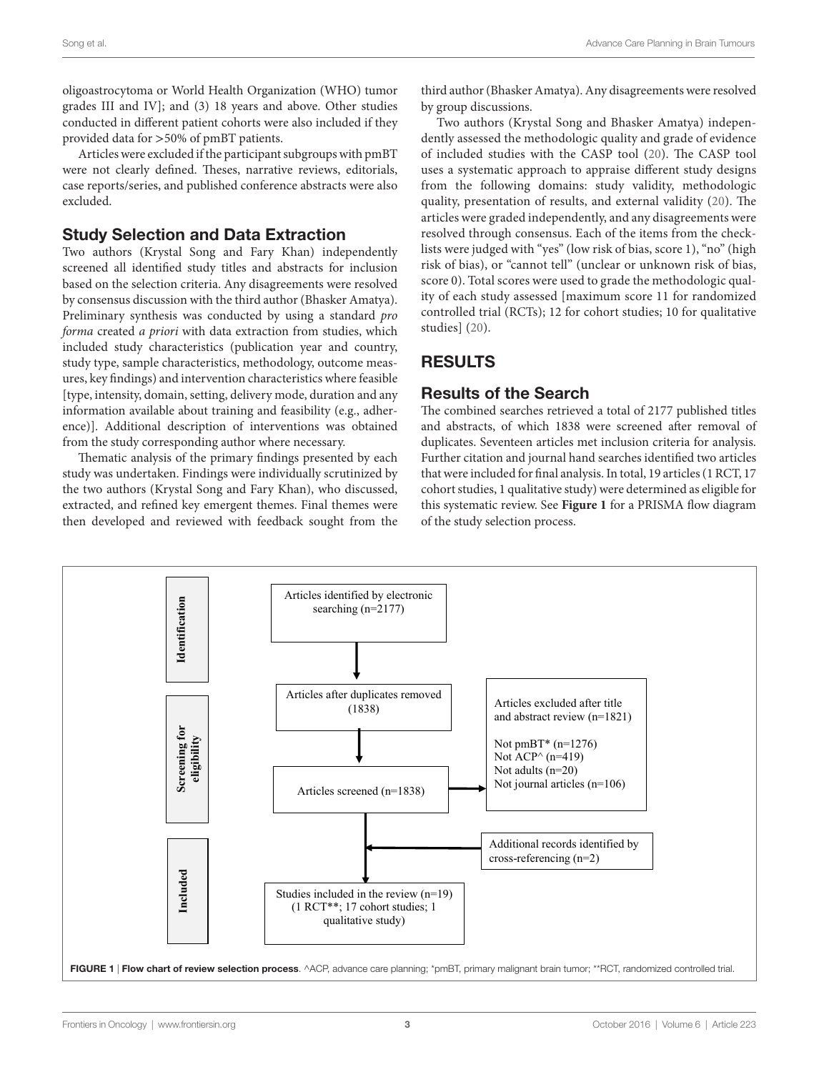oligoastrocytoma or World Health Organization (WHO) tumor grades III and IV]; and (3) 18 years and above. Other studies conducted in different patient cohorts were also included if they provided data for >50% of pmBT patients.

Articles were excluded if the participant subgroups with pmBT were not clearly defined. Theses, narrative reviews, editorials, case reports/series, and published conference abstracts were also excluded.

## Study Selection and Data Extraction

Two authors (Krystal Song and Fary Khan) independently screened all identified study titles and abstracts for inclusion based on the selection criteria. Any disagreements were resolved by consensus discussion with the third author (Bhasker Amatya). Preliminary synthesis was conducted by using a standard *pro forma* created *a priori* with data extraction from studies, which included study characteristics (publication year and country, study type, sample characteristics, methodology, outcome measures, key findings) and intervention characteristics where feasible [type, intensity, domain, setting, delivery mode, duration and any information available about training and feasibility (e.g., adherence)]. Additional description of interventions was obtained from the study corresponding author where necessary.

Thematic analysis of the primary findings presented by each study was undertaken. Findings were individually scrutinized by the two authors (Krystal Song and Fary Khan), who discussed, extracted, and refined key emergent themes. Final themes were then developed and reviewed with feedback sought from the third author (Bhasker Amatya). Any disagreements were resolved by group discussions.

Two authors (Krystal Song and Bhasker Amatya) independently assessed the methodologic quality and grade of evidence of included studies with the CASP tool (20). The CASP tool uses a systematic approach to appraise different study designs from the following domains: study validity, methodologic quality, presentation of results, and external validity (20). The articles were graded independently, and any disagreements were resolved through consensus. Each of the items from the checklists were judged with "yes" (low risk of bias, score 1), "no" (high risk of bias), or "cannot tell" (unclear or unknown risk of bias, score 0). Total scores were used to grade the methodologic quality of each study assessed [maximum score 11 for randomized controlled trial (RCTs); 12 for cohort studies; 10 for qualitative studies] (20).

# RESULTS

## Results of the Search

The combined searches retrieved a total of 2177 published titles and abstracts, of which 1838 were screened after removal of duplicates. Seventeen articles met inclusion criteria for analysis. Further citation and journal hand searches identified two articles that were included for final analysis. In total, 19 articles (1 RCT, 17 cohort studies, 1 qualitative study) were determined as eligible for this systematic review. See **Figure 1** for a PRISMA flow diagram of the study selection process.

**Identification**
- Articles identified by electronic searching (n=2177)

**Screening for eligibility**
- Articles after duplicates removed (1838)
- Articles screened (n=1838)
- Articles excluded after title and abstract review (n=1821)
  - Not pmBT* (n=1276)
  - Not ACP^ (n=419)
  - Not adults (n=20)
  - Not journal articles (n=106)
- Additional records identified by cross-referencing (n=2)

**Included**
- Studies included in the review (n=19) (1 RCT**; 17 cohort studies; 1 qualitative study)

**FIGURE 1** | **Flow chart of review selection process**. ^ACP, advance care planning; *pmBT, primary malignant brain tumor; **RCT, randomized controlled trial.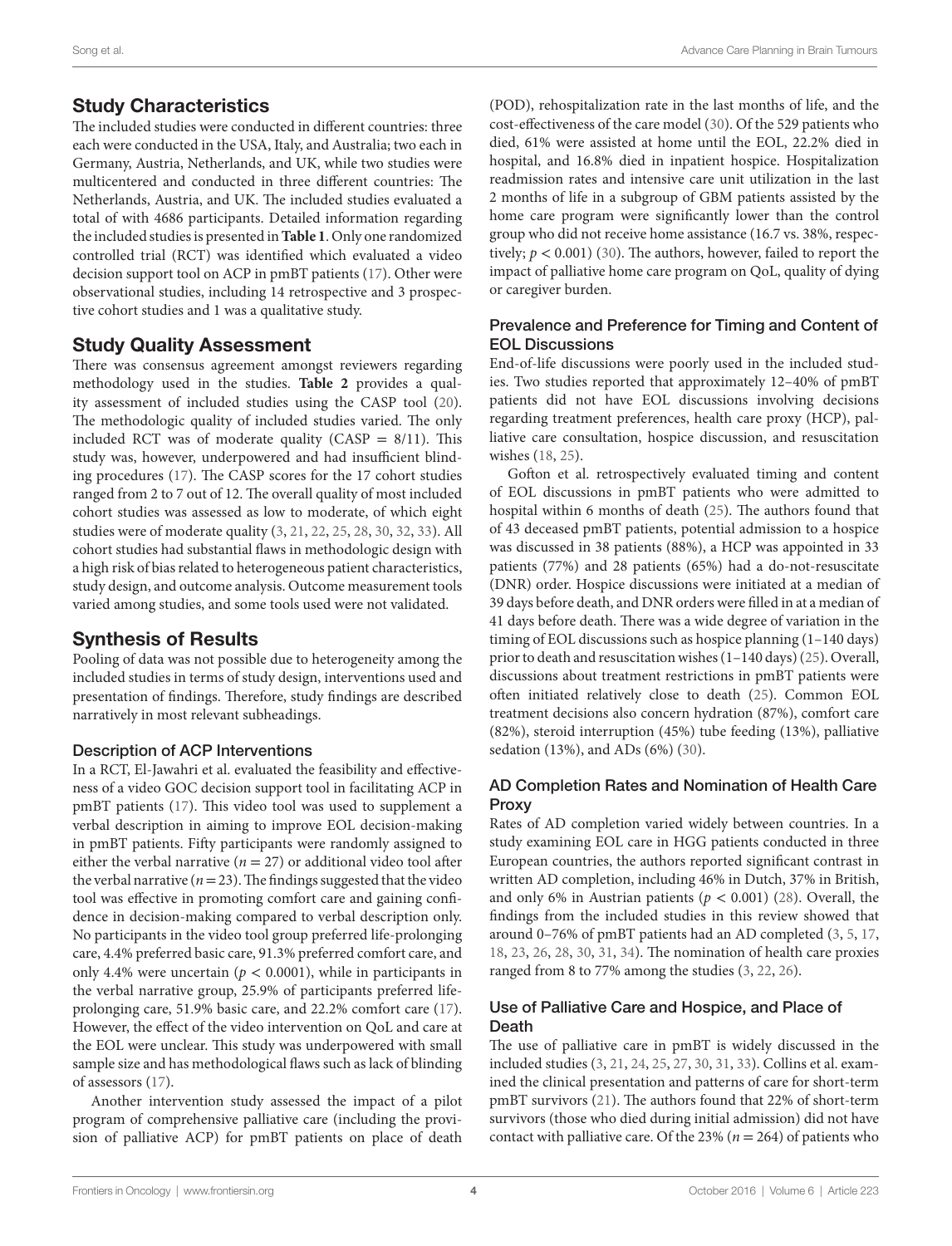## Study Characteristics

The included studies were conducted in different countries: three each were conducted in the USA, Italy, and Australia; two each in Germany, Austria, Netherlands, and UK, while two studies were multicentered and conducted in three different countries: The Netherlands, Austria, and UK. The included studies evaluated a total of with 4686 participants. Detailed information regarding the included studies is presented in **Table 1**. Only one randomized controlled trial (RCT) was identified which evaluated a video decision support tool on ACP in pmBT patients (17). Other were observational studies, including 14 retrospective and 3 prospective cohort studies and 1 was a qualitative study.

## Study Quality Assessment

There was consensus agreement amongst reviewers regarding methodology used in the studies. **Table 2** provides a quality assessment of included studies using the CASP tool (20). The methodologic quality of included studies varied. The only included RCT was of moderate quality (CASP = 8/11). This study was, however, underpowered and had insufficient blinding procedures (17). The CASP scores for the 17 cohort studies ranged from 2 to 7 out of 12. The overall quality of most included cohort studies was assessed as low to moderate, of which eight studies were of moderate quality (3, 21, 22, 25, 28, 30, 32, 33). All cohort studies had substantial flaws in methodologic design with a high risk of bias related to heterogeneous patient characteristics, study design, and outcome analysis. Outcome measurement tools varied among studies, and some tools used were not validated.

## Synthesis of Results

Pooling of data was not possible due to heterogeneity among the included studies in terms of study design, interventions used and presentation of findings. Therefore, study findings are described narratively in most relevant subheadings.

### Description of ACP Interventions

In a RCT, El-Jawahri et al. evaluated the feasibility and effectiveness of a video GOC decision support tool in facilitating ACP in pmBT patients (17). This video tool was used to supplement a verbal description in aiming to improve EOL decision-making in pmBT patients. Fifty participants were randomly assigned to either the verbal narrative ($n = 27$) or additional video tool after the verbal narrative ($n = 23$). The findings suggested that the video tool was effective in promoting comfort care and gaining confidence in decision-making compared to verbal description only. No participants in the video tool group preferred life-prolonging care, 4.4% preferred basic care, 91.3% preferred comfort care, and only 4.4% were uncertain ($p < 0.0001$), while in participants in the verbal narrative group, 25.9% of participants preferred life-prolonging care, 51.9% basic care, and 22.2% comfort care (17). However, the effect of the video intervention on QoL and care at the EOL were unclear. This study was underpowered with small sample size and has methodological flaws such as lack of blinding of assessors (17).

Another intervention study assessed the impact of a pilot program of comprehensive palliative care (including the provision of palliative ACP) for pmBT patients on place of death (POD), rehospitalization rate in the last months of life, and the cost-effectiveness of the care model (30). Of the 529 patients who died, 61% were assisted at home until the EOL, 22.2% died in hospital, and 16.8% died in inpatient hospice. Hospitalization readmission rates and intensive care unit utilization in the last 2 months of life in a subgroup of GBM patients assisted by the home care program were significantly lower than the control group who did not receive home assistance (16.7 vs. 38%, respectively; $p < 0.001$) (30). The authors, however, failed to report the impact of palliative home care program on QoL, quality of dying or caregiver burden.

### Prevalence and Preference for Timing and Content of EOL Discussions

End-of-life discussions were poorly used in the included studies. Two studies reported that approximately 12–40% of pmBT patients did not have EOL discussions involving decisions regarding treatment preferences, health care proxy (HCP), palliative care consultation, hospice discussion, and resuscitation wishes (18, 25).

Gofton et al. retrospectively evaluated timing and content of EOL discussions in pmBT patients who were admitted to hospital within 6 months of death (25). The authors found that of 43 deceased pmBT patients, potential admission to a hospice was discussed in 38 patients (88%), a HCP was appointed in 33 patients (77%) and 28 patients (65%) had a do-not-resuscitate (DNR) order. Hospice discussions were initiated at a median of 39 days before death, and DNR orders were filled in at a median of 41 days before death. There was a wide degree of variation in the timing of EOL discussions such as hospice planning (1–140 days) prior to death and resuscitation wishes (1–140 days) (25). Overall, discussions about treatment restrictions in pmBT patients were often initiated relatively close to death (25). Common EOL treatment decisions also concern hydration (87%), comfort care (82%), steroid interruption (45%) tube feeding (13%), palliative sedation (13%), and ADs (6%) (30).

### AD Completion Rates and Nomination of Health Care Proxy

Rates of AD completion varied widely between countries. In a study examining EOL care in HGG patients conducted in three European countries, the authors reported significant contrast in written AD completion, including 46% in Dutch, 37% in British, and only 6% in Austrian patients ($p < 0.001$) (28). Overall, the findings from the included studies in this review showed that around 0–76% of pmBT patients had an AD completed (3, 5, 17, 18, 23, 26, 28, 30, 31, 34). The nomination of health care proxies ranged from 8 to 77% among the studies (3, 22, 26).

### Use of Palliative Care and Hospice, and Place of Death

The use of palliative care in pmBT is widely discussed in the included studies (3, 21, 24, 25, 27, 30, 31, 33). Collins et al. examined the clinical presentation and patterns of care for short-term pmBT survivors (21). The authors found that 22% of short-term survivors (those who died during initial admission) did not have contact with palliative care. Of the 23% ($n = 264$) of patients who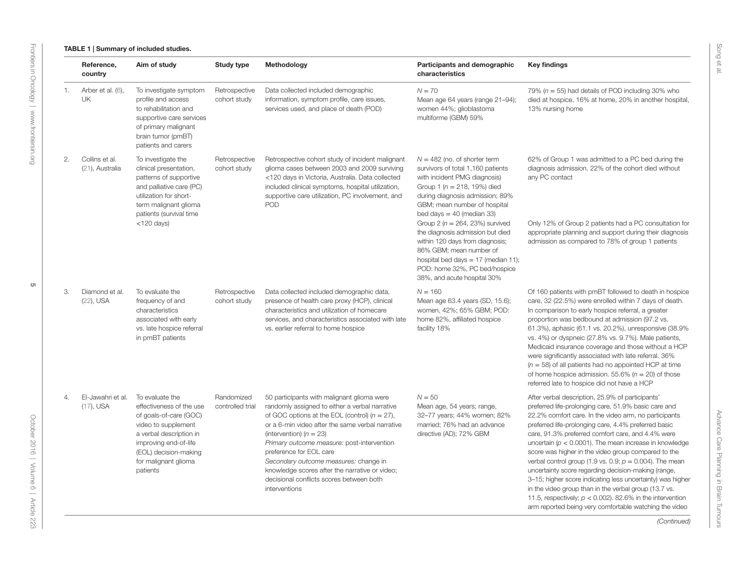**TABLE 1 | Summary of included studies.**

| | Reference, country | Aim of study | Study type | Methodology | Participants and demographic characteristics | Key findings |
|---|---|---|---|---|---|---|
| 1. | Arber et al. (6), UK | To investigate symptom profile and access to rehabilitation and supportive care services of primary malignant brain tumor (pmBT) patients and carers | Retrospective cohort study | Data collected included demographic information, symptom profile, care issues, services used, and place of death (POD) | $N = 70$<br>Mean age 64 years (range 21–94); women 44%; glioblastoma multiforme (GBM) 59% | 79% ($n = 55$) had details of POD including 30% who died at hospice, 16% at home, 20% in another hospital, 13% nursing home |
| 2. | Collins et al. (21), Australia | To investigate the clinical presentation, patterns of supportive and palliative care (PC) utilization for short-term malignant glioma patients (survival time <120 days) | Retrospective cohort study | Retrospective cohort study of incident malignant glioma cases between 2003 and 2009 surviving <120 days in Victoria, Australia. Data collected included clinical symptoms, hospital utilization, supportive care utilization, PC involvement, and POD | $N = 482$ (no. of shorter term survivors of total 1,160 patients with incident PMG diagnosis)<br>Group 1 ($n = 218$, 19%) died during diagnosis admission; 89% GBM; mean number of hospital bed days = 40 (median 33)<br>Group 2 ($n = 264$, 23%) survived the diagnosis admission but died within 120 days from diagnosis; 86% GBM; mean number of hospital bed days = 17 (median 11); POD: home 32%, PC bed/hospice 38%, and acute hospital 30% | 62% of Group 1 was admitted to a PC bed during the diagnosis admission. 22% of the cohort died without any PC contact<br>Only 12% of Group 2 patients had a PC consultation for appropriate planning and support during their diagnosis admission as compared to 78% of group 1 patients |
| 3. | Diamond et al. (22), USA | To evaluate the frequency of and characteristics associated with early vs. late hospice referral in pmBT patients | Retrospective cohort study | Data collected included demographic data, presence of health care proxy (HCP), clinical characteristics and utilization of homecare services, and characteristics associated with late vs. earlier referral to home hospice | $N = 160$<br>Mean age 63.4 years (SD, 15.6); women, 42%; 65% GBM; POD: home 82%, affiliated hospice facility 18% | Of 160 patients with pmBT followed to death in hospice care, 32 (22.5%) were enrolled within 7 days of death. In comparison to early hospice referral, a greater proportion was bedbound at admission (97.2 vs. 61.3%), aphasic (61.1 vs. 20.2%), unresponsive (38.9% vs. 4%) or dyspneic (27.8% vs. 9.7%). Male patients, Medicaid insurance coverage and those without a HCP were significantly associated with late referral. 36% ($n = 58$) of all patients had no appointed HCP at time of home hospice admission. 55.6% ($n = 20$) of those referred late to hospice did not have a HCP |
| 4. | El-Jawahri et al. (17), USA | To evaluate the effectiveness of the use of goals-of-care (GOC) video to supplement a verbal description in improving end-of-life (EOL) decision-making for malignant glioma patients | Randomized controlled trial | 50 participants with malignant glioma were randomly assigned to either a verbal narrative of GOC options at the EOL (control) ($n = 27$), or a 6-min video after the same verbal narrative (intervention) ($n = 23$)<br>*Primary outcome measure:* post-intervention preference for EOL care<br>*Secondary outcome measures:* change in knowledge scores after the narrative or video; decisional conflicts scores between both interventions | $N = 50$<br>Mean age, 54 years; range, 32–77 years; 44% women; 82% married; 76% had an advance directive (AD); 72% GBM | After verbal description, 25.9% of participants' preferred life-prolonging care, 51.9% basic care and 22.2% comfort care. In the video arm, no participants preferred life-prolonging care, 4.4% preferred basic care, 91.3% preferred comfort care, and 4.4% were uncertain ($p < 0.0001$). The mean increase in knowledge score was higher in the video group compared to the verbal control group (1.9 vs. 0.9; $p = 0.004$). The mean uncertainty score regarding decision-making (range, 3–15; higher score indicating less uncertainty) was higher in the video group than in the verbal group (13.7 vs. 11.5, respectively; $p < 0.002$). 82.6% in the intervention arm reported being very comfortable watching the video |

*(Continued)*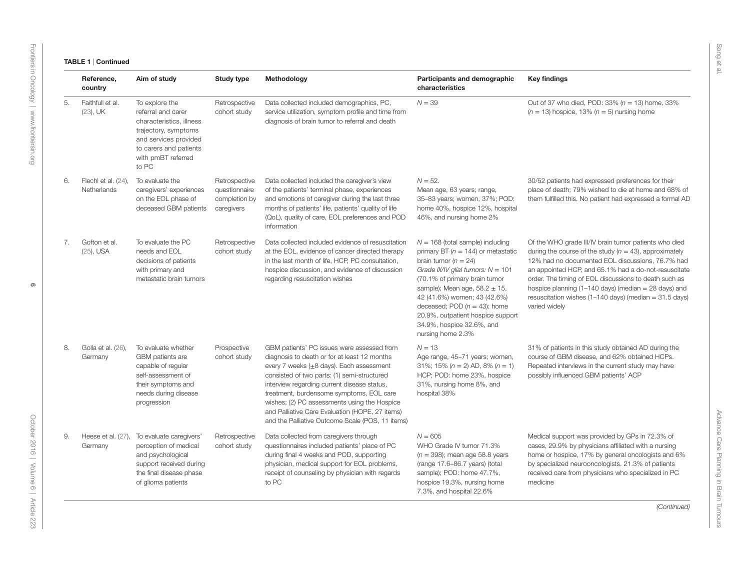**TABLE 1** | **Continued**

| | Reference, country | Aim of study | Study type | Methodology | Participants and demographic characteristics | Key findings |
|---|---|---|---|---|---|---|
| 5. | Faithfull et al. (23), UK | To explore the referral and carer characteristics, illness trajectory, symptoms and services provided to carers and patients with pmBT referred to PC | Retrospective cohort study | Data collected included demographics, PC, service utilization, symptom profile and time from diagnosis of brain tumor to referral and death | $N = 39$ | Out of 37 who died, POD: 33% ($n = 13$) home, 33% ($n = 13$) hospice, 13% ($n = 5$) nursing home |
| 6. | Flechl et al. (24), Netherlands | To evaluate the caregivers' experiences on the EOL phase of deceased GBM patients | Retrospective questionnaire completion by caregivers | Data collected included the caregiver's view of the patients' terminal phase, experiences and emotions of caregiver during the last three months of patients' life, patients' quality of life (QoL), quality of care, EOL preferences and POD information | $N = 52$.<br>Mean age, 63 years; range, 35–83 years; women, 37%; POD: home 40%, hospice 12%, hospital 46%, and nursing home 2% | 30/52 patients had expressed preferences for their place of death; 79% wished to die at home and 68% of them fulfilled this. No patient had expressed a formal AD |
| 7. | Gofton et al. (25), USA | To evaluate the PC needs and EOL decisions of patients with primary and metastatic brain tumors | Retrospective cohort study | Data collected included evidence of resuscitation at the EOL, evidence of cancer directed therapy in the last month of life, HCP, PC consultation, hospice discussion, and evidence of discussion regarding resuscitation wishes | $N = 168$ (total sample) including primary BT ($n = 144$) or metastatic brain tumor ($n = 24$)<br>*Grade III/IV glial tumors:* $N = 101$ (70.1% of primary brain tumor sample); Mean age, $58.2 \pm 15$, 42 (41.6%) women; 43 (42.6%) deceased; POD ($n = 43$): home 20.9%, outpatient hospice support 34.9%, hospice 32.6%, and nursing home 2.3% | Of the WHO grade III/IV brain tumor patients who died during the course of the study ($n = 43$), approximately 12% had no documented EOL discussions, 76.7% had an appointed HCP, and 65.1% had a do-not-resuscitate order. The timing of EOL discussions to death such as hospice planning (1–140 days) (median = 28 days) and resuscitation wishes (1–140 days) (median = 31.5 days) varied widely |
| 8. | Golla et al. (26), Germany | To evaluate whether GBM patients are capable of regular self-assessment of their symptoms and needs during disease progression | Prospective cohort study | GBM patients' PC issues were assessed from diagnosis to death or for at least 12 months every 7 weeks (±8 days). Each assessment consisted of two parts: (1) semi-structured interview regarding current disease status, treatment, burdensome symptoms, EOL care wishes; (2) PC assessments using the Hospice and Palliative Care Evaluation (HOPE, 27 items) and the Palliative Outcome Scale (POS, 11 items) | $N = 13$<br>Age range, 45–71 years; women, 31%; 15% ($n = 2$) AD, 8% ($n = 1$) HCP; POD: home 23%, hospice 31%, nursing home 8%, and hospital 38% | 31% of patients in this study obtained AD during the course of GBM disease, and 62% obtained HCPs. Repeated interviews in the current study may have possibly influenced GBM patients' ACP |
| 9. | Heese et al. (27), Germany | To evaluate caregivers' perception of medical and psychological support received during the final disease phase of glioma patients | Retrospective cohort study | Data collected from caregivers through questionnaires included patients' place of PC during final 4 weeks and POD, supporting physician, medical support for EOL problems, receipt of counseling by physician with regards to PC | $N = 605$<br>WHO Grade IV tumor 71.3% ($n = 398$); mean age 58.8 years (range 17.6–86.7 years) (total sample); POD: home 47.7%, hospice 19.3%, nursing home 7.3%, and hospital 22.6% | Medical support was provided by GPs in 72.3% of cases, 29.9% by physicians affiliated with a nursing home or hospice, 17% by general oncologists and 6% by specialized neurooncologists. 21.3% of patients received care from physicians who specialized in PC medicine |

*(Continued)*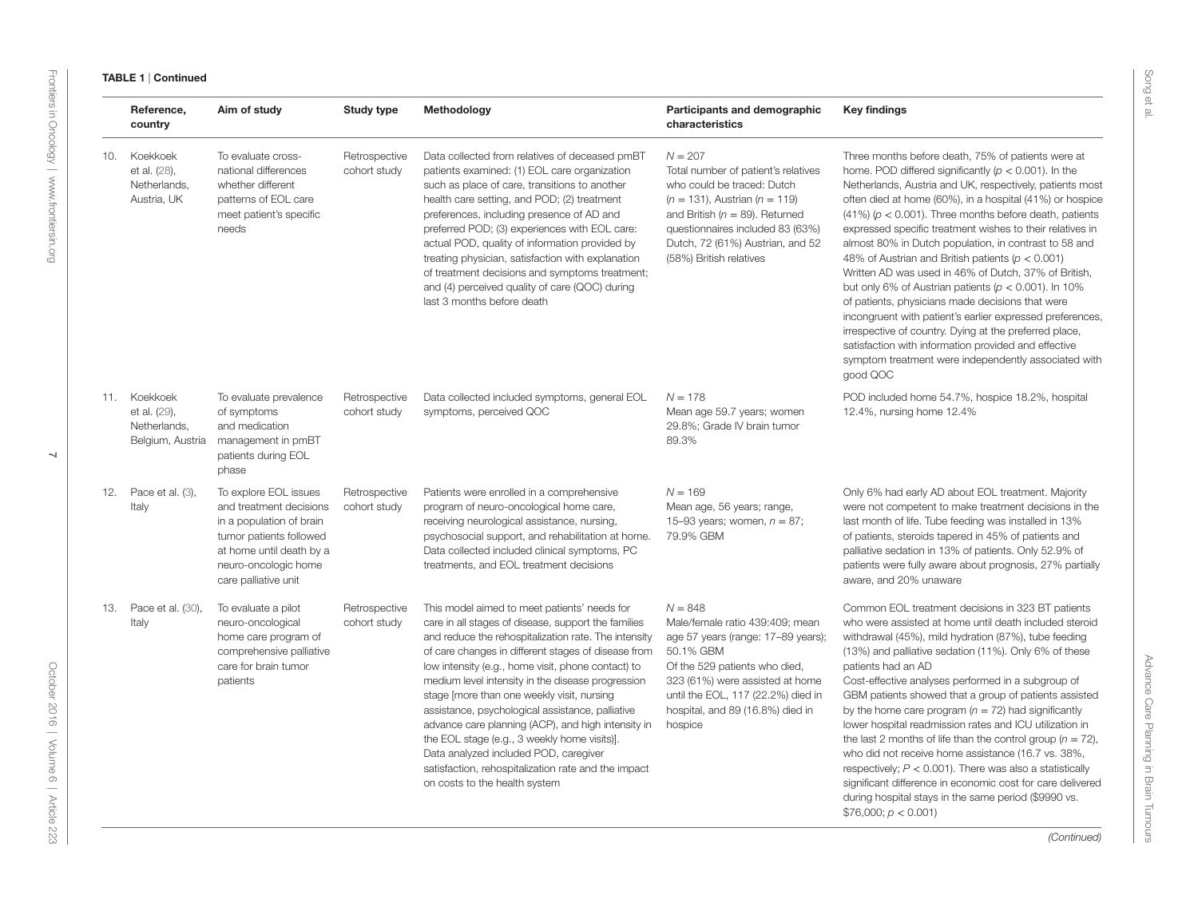**TABLE 1** | Continued

| | Reference, country | Aim of study | Study type | Methodology | Participants and demographic characteristics | Key findings |
|---|---|---|---|---|---|---|
| 10. | Koekkoek et al. (28), Netherlands, Austria, UK | To evaluate cross-national differences whether different patterns of EOL care meet patient's specific needs | Retrospective cohort study | Data collected from relatives of deceased pmBT patients examined: (1) EOL care organization such as place of care, transitions to another health care setting, and POD; (2) treatment preferences, including presence of AD and preferred POD; (3) experiences with EOL care: actual POD, quality of information provided by treating physician, satisfaction with explanation of treatment decisions and symptoms treatment; and (4) perceived quality of care (QOC) during last 3 months before death | $N = 207$<br>Total number of patient's relatives who could be traced: Dutch ($n = 131$), Austrian ($n = 119$) and British ($n = 89$). Returned questionnaires included 83 (63%) Dutch, 72 (61%) Austrian, and 52 (58%) British relatives | Three months before death, 75% of patients were at home. POD differed significantly ($p < 0.001$). In the Netherlands, Austria and UK, respectively, patients most often died at home (60%), in a hospital (41%) or hospice (41%) ($p < 0.001$). Three months before death, patients expressed specific treatment wishes to their relatives in almost 80% in Dutch population, in contrast to 58 and 48% of Austrian and British patients ($p < 0.001$)<br>Written AD was used in 46% of Dutch, 37% of British, but only 6% of Austrian patients ($p < 0.001$). In 10% of patients, physicians made decisions that were incongruent with patient's earlier expressed preferences, irrespective of country. Dying at the preferred place, satisfaction with information provided and effective symptom treatment were independently associated with good QOC |
| 11. | Koekkoek et al. (29), Netherlands, Belgium, Austria | To evaluate prevalence of symptoms and medication management in pmBT patients during EOL phase | Retrospective cohort study | Data collected included symptoms, general EOL symptoms, perceived QOC | $N = 178$<br>Mean age 59.7 years; women 29.8%; Grade IV brain tumor 89.3% | POD included home 54.7%, hospice 18.2%, hospital 12.4%, nursing home 12.4% |
| 12. | Pace et al. (3), Italy | To explore EOL issues and treatment decisions in a population of brain tumor patients followed at home until death by a neuro-oncologic home care palliative unit | Retrospective cohort study | Patients were enrolled in a comprehensive program of neuro-oncological home care, receiving neurological assistance, nursing, psychosocial support, and rehabilitation at home. Data collected included clinical symptoms, PC treatments, and EOL treatment decisions | $N = 169$<br>Mean age, 56 years; range, 15–93 years; women, $n = 87$; 79.9% GBM | Only 6% had early AD about EOL treatment. Majority were not competent to make treatment decisions in the last month of life. Tube feeding was installed in 13% of patients, steroids tapered in 45% of patients and palliative sedation in 13% of patients. Only 52.9% of patients were fully aware about prognosis, 27% partially aware, and 20% unaware |
| 13. | Pace et al. (30), Italy | To evaluate a pilot neuro-oncological home care program of comprehensive palliative care for brain tumor patients | Retrospective cohort study | This model aimed to meet patients' needs for care in all stages of disease, support the families and reduce the rehospitalization rate. The intensity of care changes in different stages of disease from low intensity (e.g., home visit, phone contact) to medium level intensity in the disease progression stage [more than one weekly visit, nursing assistance, psychological assistance, palliative advance care planning (ACP), and high intensity in the EOL stage (e.g., 3 weekly home visits)].<br>Data analyzed included POD, caregiver satisfaction, rehospitalization rate and the impact on costs to the health system | $N = 848$<br>Male/female ratio 439:409; mean age 57 years (range: 17–89 years); 50.1% GBM<br>Of the 529 patients who died, 323 (61%) were assisted at home until the EOL, 117 (22.2%) died in hospital, and 89 (16.8%) died in hospice | Common EOL treatment decisions in 323 BT patients who were assisted at home until death included steroid withdrawal (45%), mild hydration (87%), tube feeding (13%) and palliative sedation (11%). Only 6% of these patients had an AD<br>Cost-effective analyses performed in a subgroup of GBM patients showed that a group of patients assisted by the home care program ($n = 72$) had significantly lower hospital readmission rates and ICU utilization in the last 2 months of life than the control group ($n = 72$), who did not receive home assistance (16.7 vs. 38%, respectively; $P < 0.001$). There was also a statistically significant difference in economic cost for care delivered during hospital stays in the same period ($9990 vs. $76,000; $p < 0.001$) |

*(Continued)*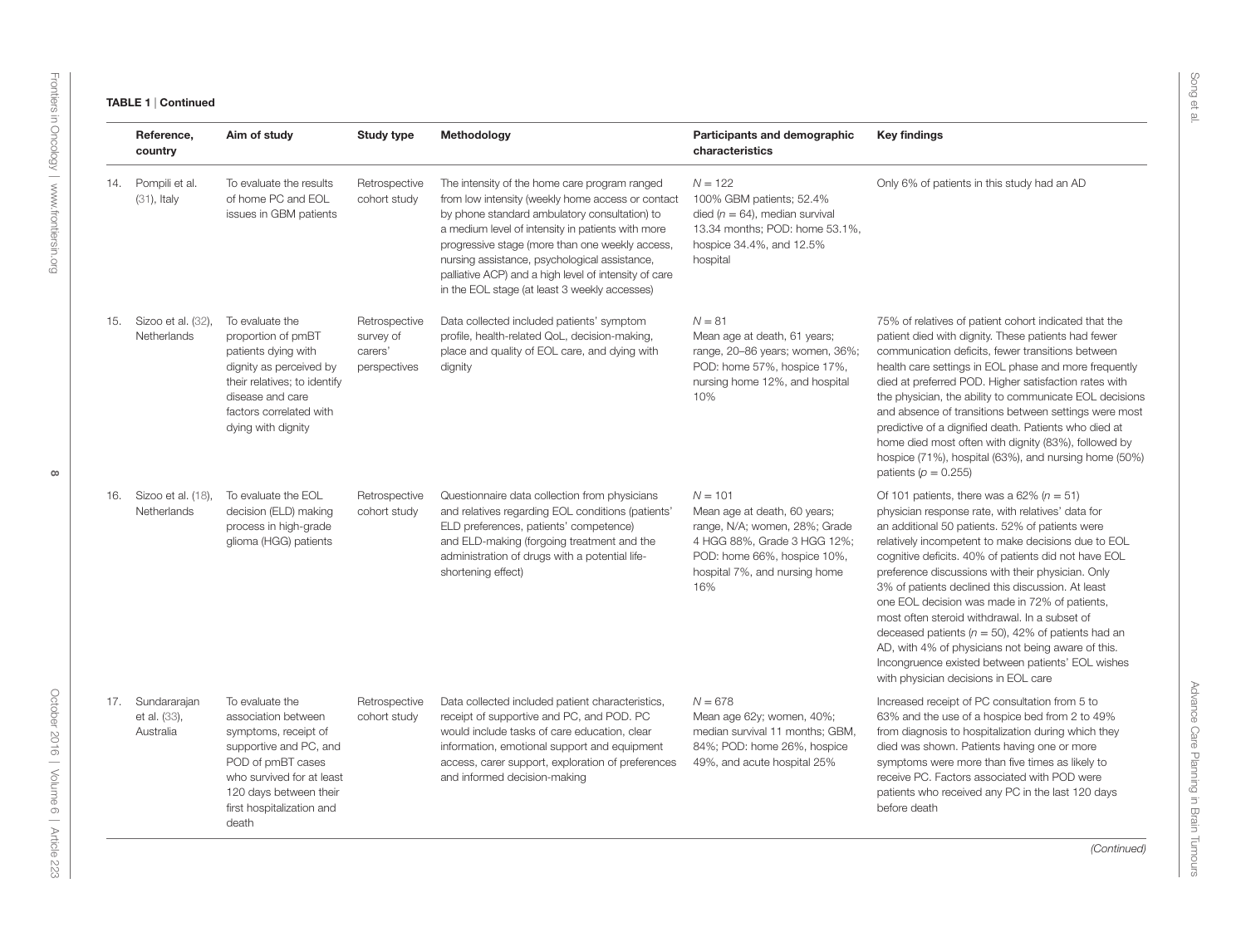**TABLE 1** | Continued

| | Reference, country | Aim of study | Study type | Methodology | Participants and demographic characteristics | Key findings |
|---|---|---|---|---|---|---|
| 14. | Pompili et al. (31), Italy | To evaluate the results of home PC and EOL issues in GBM patients | Retrospective cohort study | The intensity of the home care program ranged from low intensity (weekly home access or contact by phone standard ambulatory consultation) to a medium level of intensity in patients with more progressive stage (more than one weekly access, nursing assistance, psychological assistance, palliative ACP) and a high level of intensity of care in the EOL stage (at least 3 weekly accesses) | $N = 122$<br>100% GBM patients; 52.4% died ($n = 64$), median survival 13.34 months; POD: home 53.1%, hospice 34.4%, and 12.5% hospital | Only 6% of patients in this study had an AD |
| 15. | Sizoo et al. (32), Netherlands | To evaluate the proportion of pmBT patients dying with dignity as perceived by their relatives; to identify disease and care factors correlated with dying with dignity | Retrospective survey of carers' perspectives | Data collected included patients' symptom profile, health-related QoL, decision-making, place and quality of EOL care, and dying with dignity | $N = 81$<br>Mean age at death, 61 years; range, 20–86 years; women, 36%; POD: home 57%, hospice 17%, nursing home 12%, and hospital 10% | 75% of relatives of patient cohort indicated that the patient died with dignity. These patients had fewer communication deficits, fewer transitions between health care settings in EOL phase and more frequently died at preferred POD. Higher satisfaction rates with the physician, the ability to communicate EOL decisions and absence of transitions between settings were most predictive of a dignified death. Patients who died at home died most often with dignity (83%), followed by hospice (71%), hospital (63%), and nursing home (50%) patients ($p = 0.255$) |
| 16. | Sizoo et al. (18), Netherlands | To evaluate the EOL decision (ELD) making process in high-grade glioma (HGG) patients | Retrospective cohort study | Questionnaire data collection from physicians and relatives regarding EOL conditions (patients' ELD preferences, patients' competence) and ELD-making (forgoing treatment and the administration of drugs with a potential life-shortening effect) | $N = 101$<br>Mean age at death, 60 years; range, N/A; women, 28%; Grade 4 HGG 88%, Grade 3 HGG 12%; POD: home 66%, hospice 10%, hospital 7%, and nursing home 16% | Of 101 patients, there was a 62% ($n = 51$) physician response rate, with relatives' data for an additional 50 patients. 52% of patients were relatively incompetent to make decisions due to EOL cognitive deficits. 40% of patients did not have EOL preference discussions with their physician. Only 3% of patients declined this discussion. At least one EOL decision was made in 72% of patients, most often steroid withdrawal. In a subset of deceased patients ($n = 50$), 42% of patients had an AD, with 4% of physicians not being aware of this. Incongruence existed between patients' EOL wishes with physician decisions in EOL care |
| 17. | Sundararajan et al. (33), Australia | To evaluate the association between symptoms, receipt of supportive and PC, and POD of pmBT cases who survived for at least 120 days between their first hospitalization and death | Retrospective cohort study | Data collected included patient characteristics, receipt of supportive and PC, and POD. PC would include tasks of care education, clear information, emotional support and equipment access, carer support, exploration of preferences and informed decision-making | $N = 678$<br>Mean age 62y; women, 40%; median survival 11 months; GBM, 84%; POD: home 26%, hospice 49%, and acute hospital 25% | Increased receipt of PC consultation from 5 to 63% and the use of a hospice bed from 2 to 49% from diagnosis to hospitalization during which they died was shown. Patients having one or more symptoms were more than five times as likely to receive PC. Factors associated with POD were patients who received any PC in the last 120 days before death |

*(Continued)*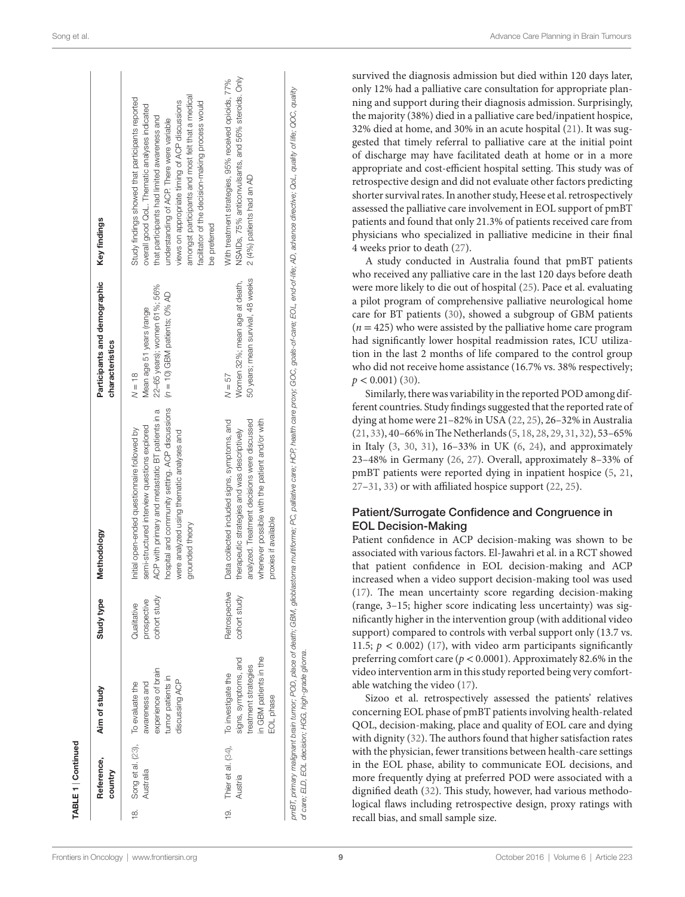**TABLE 1 | Continued**

| | Reference, country | Aim of study | Study type | Methodology | Participants and demographic characteristics | Key findings |
|---|---|---|---|---|---|---|
| 18. | Song et al. (23), Australia | To evaluate the awareness and experience of brain tumor patients in discussing ACP | Qualitative prospective cohort study | Initial open-ended questionnaire followed by semi-structured interview questions explored ACP with primary and metastatic BT patients in a hospital and community setting. ACP discussions were analyzed using thematic analyses and grounded theory | $N = 18$ Mean age 51 years (range 22–65 years); women 61%; 56% ($n = 10$) GBM patients; 0% AD | Study findings showed that participants reported overall good QoL. Thematic analyses indicated that participants had limited awareness and understanding of ACP. There were variable views on appropriate timing of ACP discussions amongst participants and most felt that a medical facilitator of the decision-making process would be preferred |
| 19. | Thier et al. (34), Austria | To investigate the signs, symptoms, and treatment strategies in GBM patients in the EOL phase | Retrospective cohort study | Data collected included signs, symptoms, and therapeutic strategies and was descriptively analyzed. Treatment decisions were discussed whenever possible with the patient and/or with proxies if available | $N = 57$ Women 32%; mean age at death, 50 years; mean survival, 48 weeks | With treatment strategies, 95% received opioids, 77% NSAIDs, 75% anticonvulsants, and 56% steroids. Only 2 (4%) patients had an AD |

*pmBT, primary malignant brain tumor; POD, place of death; GBM, glioblastoma multiforme; PC, palliative care; HCP, health care proxy; GOC, goals-of-care; EOL, end-of-life; AD, advance directive; QoL, quality of life; QOC, quality of care; ELD, EOL decision; HGG, high-grade glioma.*

survived the diagnosis admission but died within 120 days later, only 12% had a palliative care consultation for appropriate planning and support during their diagnosis admission. Surprisingly, the majority (38%) died in a palliative care bed/inpatient hospice, 32% died at home, and 30% in an acute hospital (21). It was suggested that timely referral to palliative care at the initial point of discharge may have facilitated death at home or in a more appropriate and cost-efficient hospital setting. This study was of retrospective design and did not evaluate other factors predicting shorter survival rates. In another study, Heese et al. retrospectively assessed the palliative care involvement in EOL support of pmBT patients and found that only 21.3% of patients received care from physicians who specialized in palliative medicine in their final 4 weeks prior to death (27).

A study conducted in Australia found that pmBT patients who received any palliative care in the last 120 days before death were more likely to die out of hospital (25). Pace et al. evaluating a pilot program of comprehensive palliative neurological home care for BT patients (30), showed a subgroup of GBM patients ($n = 425$) who were assisted by the palliative home care program had significantly lower hospital readmission rates, ICU utilization in the last 2 months of life compared to the control group who did not receive home assistance (16.7% vs. 38% respectively; $p < 0.001$) (30).

Similarly, there was variability in the reported POD among different countries. Study findings suggested that the reported rate of dying at home were 21–82% in USA (22, 25), 26–32% in Australia (21, 33), 40–66% in The Netherlands (5, 18, 28, 29, 31, 32), 53–65% in Italy (3, 30, 31), 16–33% in UK (6, 24), and approximately 23–48% in Germany (26, 27). Overall, approximately 8–33% of pmBT patients were reported dying in inpatient hospice (5, 21, 27–31, 33) or with affiliated hospice support (22, 25).

### Patient/Surrogate Confidence and Congruence in EOL Decision-Making

Patient confidence in ACP decision-making was shown to be associated with various factors. El-Jawahri et al. in a RCT showed that patient confidence in EOL decision-making and ACP increased when a video support decision-making tool was used (17). The mean uncertainty score regarding decision-making (range, 3–15; higher score indicating less uncertainty) was significantly higher in the intervention group (with additional video support) compared to controls with verbal support only (13.7 vs. 11.5; $p < 0.002$) (17), with video arm participants significantly preferring comfort care ($p < 0.0001$). Approximately 82.6% in the video intervention arm in this study reported being very comfortable watching the video (17).

Sizoo et al. retrospectively assessed the patients' relatives concerning EOL phase of pmBT patients involving health-related QOL, decision-making, place and quality of EOL care and dying with dignity (32). The authors found that higher satisfaction rates with the physician, fewer transitions between health-care settings in the EOL phase, ability to communicate EOL decisions, and more frequently dying at preferred POD were associated with a dignified death (32). This study, however, had various methodological flaws including retrospective design, proxy ratings with recall bias, and small sample size.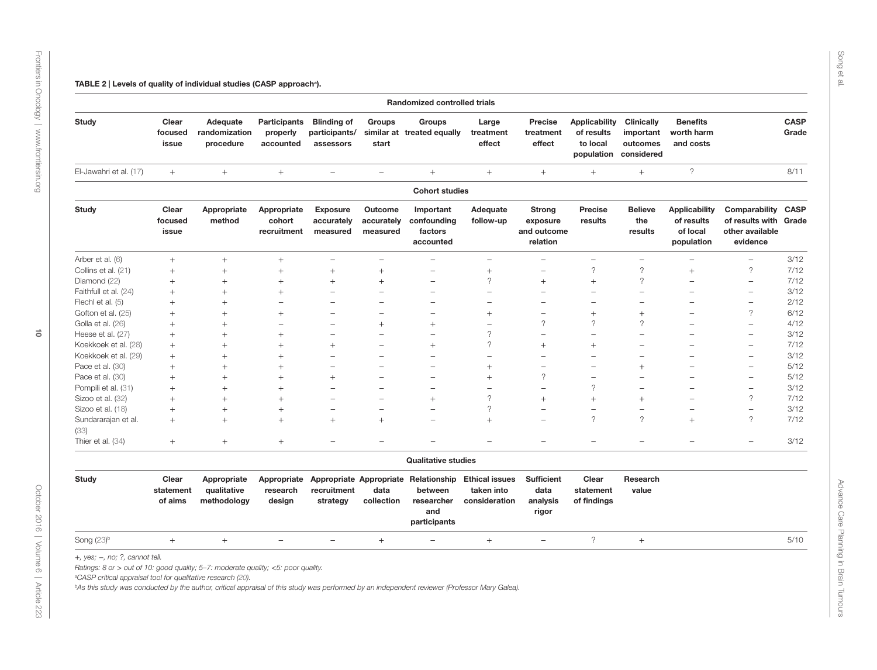**TABLE 2 | Levels of quality of individual studies (CASP approach[a]).**

**Randomized controlled trials**

| Study | Clear focused issue | Adequate randomization procedure | Participants properly accounted | Blinding of participants/ assessors | Groups similar at start | Groups treated equally | Large treatment effect | Precise treatment effect | Applicability of results to local population | Clinically important outcomes considered | Benefits worth harm and costs | CASP Grade |
|---|---|---|---|---|---|---|---|---|---|---|---|---|
| El-Jawahri et al. (17) | + | + | + | − | − | + | + | + | + | + | ? | 8/11 |

**Cohort studies**

| Study | Clear focused issue | Appropriate method | Appropriate cohort recruitment | Exposure accurately measured | Outcome accurately measured | Important confounding factors accounted | Adequate follow-up | Strong exposure and outcome relation | Precise results | Believe the results | Applicability of results of local population | Comparability of results with other available evidence | CASP Grade |
|---|---|---|---|---|---|---|---|---|---|---|---|---|---|
| Arber et al. (6) | + | + | + | − | − | − | − | − | − | − | − | − | 3/12 |
| Collins et al. (21) | + | + | + | + | + | − | + | − | ? | ? | + | ? | 7/12 |
| Diamond (22) | + | + | + | + | + | − | ? | + | + | ? | − | − | 7/12 |
| Faithfull et al. (24) | + | + | + | − | − | − | − | − | − | − | − | − | 3/12 |
| Flechl et al. (5) | + | + | − | − | − | − | − | − | − | − | − | − | 2/12 |
| Gofton et al. (25) | + | + | + | − | − | − | + | − | + | + | − | ? | 6/12 |
| Golla et al. (26) | + | + | − | − | + | + | − | ? | ? | ? | − | − | 4/12 |
| Heese et al. (27) | + | + | + | − | − | − | ? | − | − | − | − | − | 3/12 |
| Koekkoek et al. (28) | + | + | + | + | − | + | ? | + | + | − | − | − | 7/12 |
| Koekkoek et al. (29) | + | + | + | − | − | − | − | − | − | − | − | − | 3/12 |
| Pace et al. (30) | + | + | + | − | − | − | + | − | − | + | − | − | 5/12 |
| Pace et al. (30) | + | + | + | + | − | − | + | ? | − | − | − | − | 5/12 |
| Pompili et al. (31) | + | + | + | − | − | − | − | − | ? | − | − | − | 3/12 |
| Sizoo et al. (32) | + | + | + | − | − | + | ? | + | + | + | − | ? | 7/12 |
| Sizoo et al. (18) | + | + | + | − | − | − | ? | − | − | − | − | − | 3/12 |
| Sundararajan et al. (33) | + | + | + | + | + | − | + | − | ? | ? | + | ? | 7/12 |
| Thier et al. (34) | + | + | + | − | − | − | − | − | − | − | − | − | 3/12 |

**Qualitative studies**

| Study | Clear statement of aims | Appropriate qualitative methodology | Appropriate research design | Appropriate recruitment strategy | Appropriate data collection | Relationship between researcher and participants | Ethical issues taken into consideration | Sufficient data analysis rigor | Clear statement of findings | Research value | CASP Grade |
|---|---|---|---|---|---|---|---|---|---|---|---|
| Song (23)[b] | + | + | − | − | + | − | + | − | ? | + | 5/10 |

+, yes; −, no; ?, cannot tell.

Ratings: 8 or > out of 10: good quality; 5–7: moderate quality; <5: poor quality.

[a]CASP critical appraisal tool for qualitative research (20).

[b]As this study was conducted by the author, critical appraisal of this study was performed by an independent reviewer (Professor Mary Galea).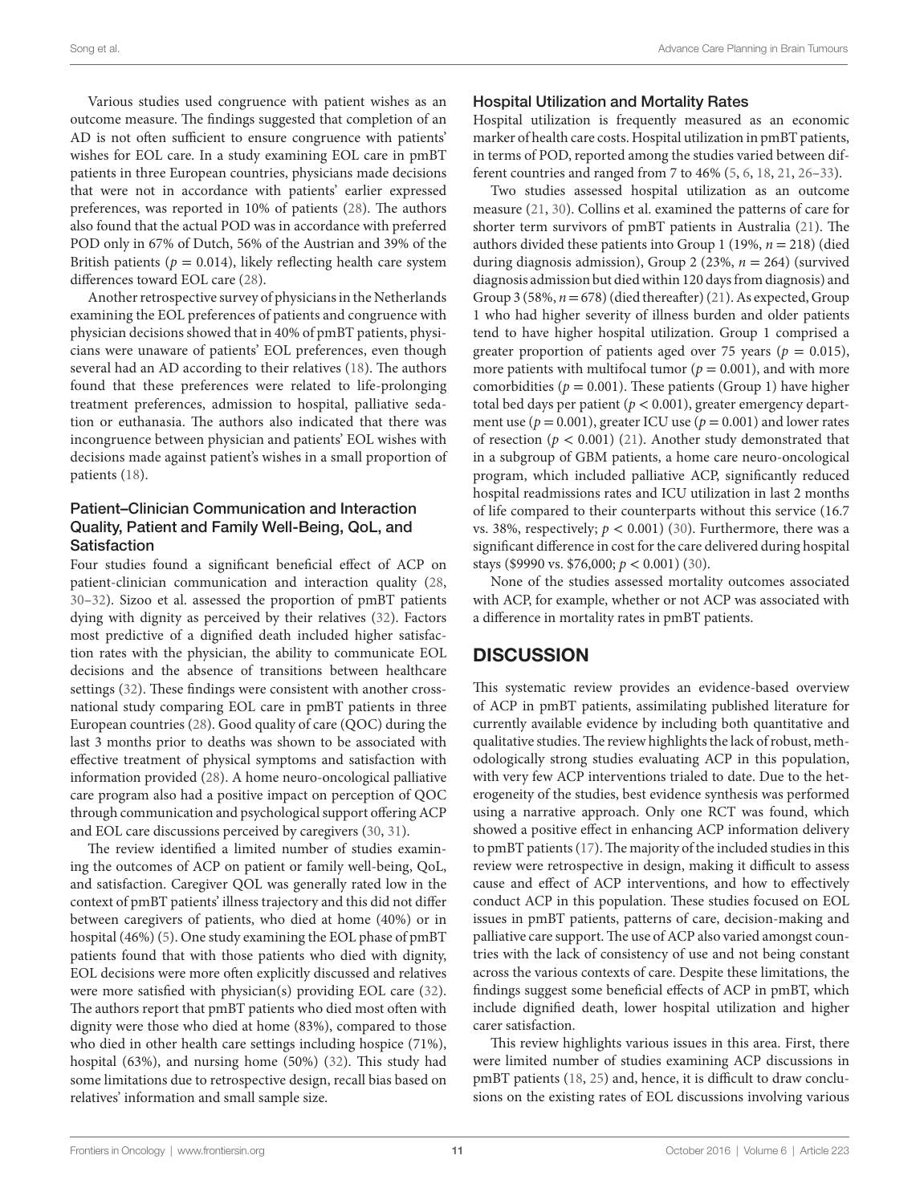Various studies used congruence with patient wishes as an outcome measure. The findings suggested that completion of an AD is not often sufficient to ensure congruence with patients' wishes for EOL care. In a study examining EOL care in pmBT patients in three European countries, physicians made decisions that were not in accordance with patients' earlier expressed preferences, was reported in 10% of patients (28). The authors also found that the actual POD was in accordance with preferred POD only in 67% of Dutch, 56% of the Austrian and 39% of the British patients ($p = 0.014$), likely reflecting health care system differences toward EOL care (28).

Another retrospective survey of physicians in the Netherlands examining the EOL preferences of patients and congruence with physician decisions showed that in 40% of pmBT patients, physicians were unaware of patients' EOL preferences, even though several had an AD according to their relatives (18). The authors found that these preferences were related to life-prolonging treatment preferences, admission to hospital, palliative sedation or euthanasia. The authors also indicated that there was incongruence between physician and patients' EOL wishes with decisions made against patient's wishes in a small proportion of patients (18).

### Patient–Clinician Communication and Interaction Quality, Patient and Family Well-Being, QoL, and Satisfaction

Four studies found a significant beneficial effect of ACP on patient-clinician communication and interaction quality (28, 30–32). Sizoo et al. assessed the proportion of pmBT patients dying with dignity as perceived by their relatives (32). Factors most predictive of a dignified death included higher satisfaction rates with the physician, the ability to communicate EOL decisions and the absence of transitions between healthcare settings (32). These findings were consistent with another cross-national study comparing EOL care in pmBT patients in three European countries (28). Good quality of care (QOC) during the last 3 months prior to deaths was shown to be associated with effective treatment of physical symptoms and satisfaction with information provided (28). A home neuro-oncological palliative care program also had a positive impact on perception of QOC through communication and psychological support offering ACP and EOL care discussions perceived by caregivers (30, 31).

The review identified a limited number of studies examining the outcomes of ACP on patient or family well-being, QoL, and satisfaction. Caregiver QOL was generally rated low in the context of pmBT patients' illness trajectory and this did not differ between caregivers of patients, who died at home (40%) or in hospital (46%) (5). One study examining the EOL phase of pmBT patients found that with those patients who died with dignity, EOL decisions were more often explicitly discussed and relatives were more satisfied with physician(s) providing EOL care (32). The authors report that pmBT patients who died most often with dignity were those who died at home (83%), compared to those who died in other health care settings including hospice (71%), hospital (63%), and nursing home (50%) (32). This study had some limitations due to retrospective design, recall bias based on relatives' information and small sample size.

### Hospital Utilization and Mortality Rates

Hospital utilization is frequently measured as an economic marker of health care costs. Hospital utilization in pmBT patients, in terms of POD, reported among the studies varied between different countries and ranged from 7 to 46% (5, 6, 18, 21, 26–33).

Two studies assessed hospital utilization as an outcome measure (21, 30). Collins et al. examined the patterns of care for shorter term survivors of pmBT patients in Australia (21). The authors divided these patients into Group 1 (19%, $n = 218$) (died during diagnosis admission), Group 2 (23%, $n = 264$) (survived diagnosis admission but died within 120 days from diagnosis) and Group 3 (58%, $n = 678$) (died thereafter) (21). As expected, Group 1 who had higher severity of illness burden and older patients tend to have higher hospital utilization. Group 1 comprised a greater proportion of patients aged over 75 years ($p = 0.015$), more patients with multifocal tumor ($p = 0.001$), and with more comorbidities ($p = 0.001$). These patients (Group 1) have higher total bed days per patient ($p < 0.001$), greater emergency department use ($p = 0.001$), greater ICU use ($p = 0.001$) and lower rates of resection ($p < 0.001$) (21). Another study demonstrated that in a subgroup of GBM patients, a home care neuro-oncological program, which included palliative ACP, significantly reduced hospital readmissions rates and ICU utilization in last 2 months of life compared to their counterparts without this service (16.7 vs. 38%, respectively; $p < 0.001$) (30). Furthermore, there was a significant difference in cost for the care delivered during hospital stays ($9990 vs. $76,000; $p < 0.001$) (30).

None of the studies assessed mortality outcomes associated with ACP, for example, whether or not ACP was associated with a difference in mortality rates in pmBT patients.

## DISCUSSION

This systematic review provides an evidence-based overview of ACP in pmBT patients, assimilating published literature for currently available evidence by including both quantitative and qualitative studies. The review highlights the lack of robust, methodologically strong studies evaluating ACP in this population, with very few ACP interventions trialed to date. Due to the heterogeneity of the studies, best evidence synthesis was performed using a narrative approach. Only one RCT was found, which showed a positive effect in enhancing ACP information delivery to pmBT patients (17). The majority of the included studies in this review were retrospective in design, making it difficult to assess cause and effect of ACP interventions, and how to effectively conduct ACP in this population. These studies focused on EOL issues in pmBT patients, patterns of care, decision-making and palliative care support. The use of ACP also varied amongst countries with the lack of consistency of use and not being constant across the various contexts of care. Despite these limitations, the findings suggest some beneficial effects of ACP in pmBT, which include dignified death, lower hospital utilization and higher carer satisfaction.

This review highlights various issues in this area. First, there were limited number of studies examining ACP discussions in pmBT patients (18, 25) and, hence, it is difficult to draw conclusions on the existing rates of EOL discussions involving various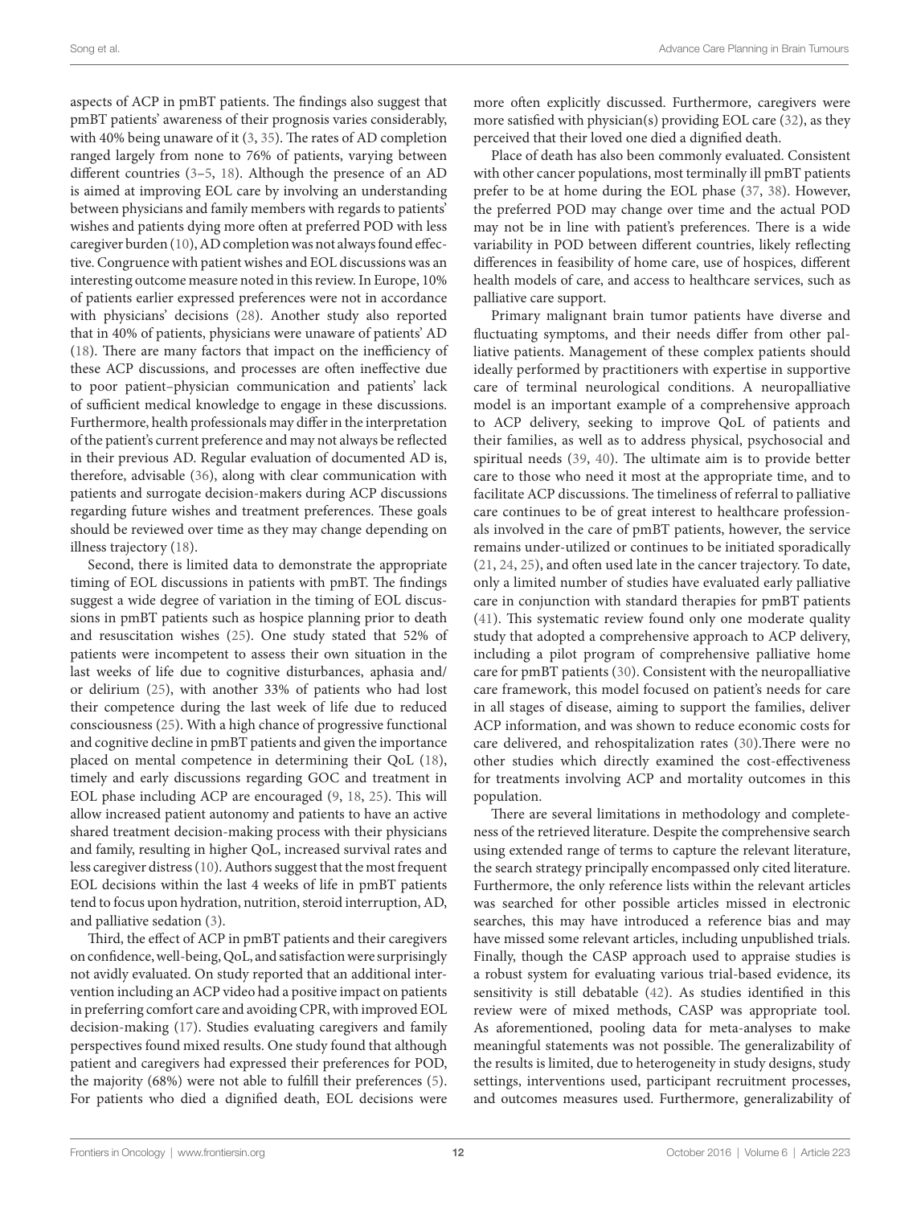aspects of ACP in pmBT patients. The findings also suggest that pmBT patients' awareness of their prognosis varies considerably, with 40% being unaware of it (3, 35). The rates of AD completion ranged largely from none to 76% of patients, varying between different countries (3–5, 18). Although the presence of an AD is aimed at improving EOL care by involving an understanding between physicians and family members with regards to patients' wishes and patients dying more often at preferred POD with less caregiver burden (10), AD completion was not always found effective. Congruence with patient wishes and EOL discussions was an interesting outcome measure noted in this review. In Europe, 10% of patients earlier expressed preferences were not in accordance with physicians' decisions (28). Another study also reported that in 40% of patients, physicians were unaware of patients' AD (18). There are many factors that impact on the inefficiency of these ACP discussions, and processes are often ineffective due to poor patient–physician communication and patients' lack of sufficient medical knowledge to engage in these discussions. Furthermore, health professionals may differ in the interpretation of the patient's current preference and may not always be reflected in their previous AD. Regular evaluation of documented AD is, therefore, advisable (36), along with clear communication with patients and surrogate decision-makers during ACP discussions regarding future wishes and treatment preferences. These goals should be reviewed over time as they may change depending on illness trajectory (18).

Second, there is limited data to demonstrate the appropriate timing of EOL discussions in patients with pmBT. The findings suggest a wide degree of variation in the timing of EOL discussions in pmBT patients such as hospice planning prior to death and resuscitation wishes (25). One study stated that 52% of patients were incompetent to assess their own situation in the last weeks of life due to cognitive disturbances, aphasia and/or delirium (25), with another 33% of patients who had lost their competence during the last week of life due to reduced consciousness (25). With a high chance of progressive functional and cognitive decline in pmBT patients and given the importance placed on mental competence in determining their QoL (18), timely and early discussions regarding GOC and treatment in EOL phase including ACP are encouraged (9, 18, 25). This will allow increased patient autonomy and patients to have an active shared treatment decision-making process with their physicians and family, resulting in higher QoL, increased survival rates and less caregiver distress (10). Authors suggest that the most frequent EOL decisions within the last 4 weeks of life in pmBT patients tend to focus upon hydration, nutrition, steroid interruption, AD, and palliative sedation (3).

Third, the effect of ACP in pmBT patients and their caregivers on confidence, well-being, QoL, and satisfaction were surprisingly not avidly evaluated. On study reported that an additional intervention including an ACP video had a positive impact on patients in preferring comfort care and avoiding CPR, with improved EOL decision-making (17). Studies evaluating caregivers and family perspectives found mixed results. One study found that although patient and caregivers had expressed their preferences for POD, the majority (68%) were not able to fulfill their preferences (5). For patients who died a dignified death, EOL decisions were more often explicitly discussed. Furthermore, caregivers were more satisfied with physician(s) providing EOL care (32), as they perceived that their loved one died a dignified death.

Place of death has also been commonly evaluated. Consistent with other cancer populations, most terminally ill pmBT patients prefer to be at home during the EOL phase (37, 38). However, the preferred POD may change over time and the actual POD may not be in line with patient's preferences. There is a wide variability in POD between different countries, likely reflecting differences in feasibility of home care, use of hospices, different health models of care, and access to healthcare services, such as palliative care support.

Primary malignant brain tumor patients have diverse and fluctuating symptoms, and their needs differ from other palliative patients. Management of these complex patients should ideally performed by practitioners with expertise in supportive care of terminal neurological conditions. A neuropalliative model is an important example of a comprehensive approach to ACP delivery, seeking to improve QoL of patients and their families, as well as to address physical, psychosocial and spiritual needs (39, 40). The ultimate aim is to provide better care to those who need it most at the appropriate time, and to facilitate ACP discussions. The timeliness of referral to palliative care continues to be of great interest to healthcare professionals involved in the care of pmBT patients, however, the service remains under-utilized or continues to be initiated sporadically (21, 24, 25), and often used late in the cancer trajectory. To date, only a limited number of studies have evaluated early palliative care in conjunction with standard therapies for pmBT patients (41). This systematic review found only one moderate quality study that adopted a comprehensive approach to ACP delivery, including a pilot program of comprehensive palliative home care for pmBT patients (30). Consistent with the neuropalliative care framework, this model focused on patient's needs for care in all stages of disease, aiming to support the families, deliver ACP information, and was shown to reduce economic costs for care delivered, and rehospitalization rates (30).There were no other studies which directly examined the cost-effectiveness for treatments involving ACP and mortality outcomes in this population.

There are several limitations in methodology and completeness of the retrieved literature. Despite the comprehensive search using extended range of terms to capture the relevant literature, the search strategy principally encompassed only cited literature. Furthermore, the only reference lists within the relevant articles was searched for other possible articles missed in electronic searches, this may have introduced a reference bias and may have missed some relevant articles, including unpublished trials. Finally, though the CASP approach used to appraise studies is a robust system for evaluating various trial-based evidence, its sensitivity is still debatable (42). As studies identified in this review were of mixed methods, CASP was appropriate tool. As aforementioned, pooling data for meta-analyses to make meaningful statements was not possible. The generalizability of the results is limited, due to heterogeneity in study designs, study settings, interventions used, participant recruitment processes, and outcomes measures used. Furthermore, generalizability of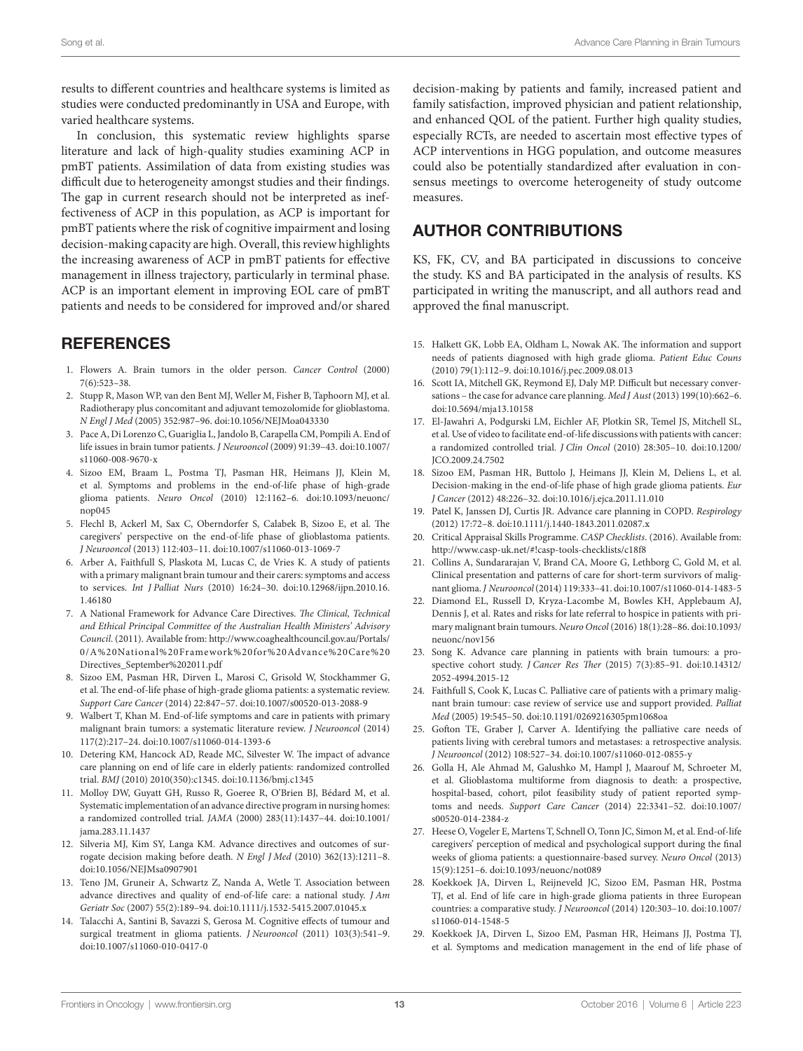results to different countries and healthcare systems is limited as studies were conducted predominantly in USA and Europe, with varied healthcare systems.

In conclusion, this systematic review highlights sparse literature and lack of high-quality studies examining ACP in pmBT patients. Assimilation of data from existing studies was difficult due to heterogeneity amongst studies and their findings. The gap in current research should not be interpreted as ineffectiveness of ACP in this population, as ACP is important for pmBT patients where the risk of cognitive impairment and losing decision-making capacity are high. Overall, this review highlights the increasing awareness of ACP in pmBT patients for effective management in illness trajectory, particularly in terminal phase. ACP is an important element in improving EOL care of pmBT patients and needs to be considered for improved and/or shared decision-making by patients and family, increased patient and family satisfaction, improved physician and patient relationship, and enhanced QOL of the patient. Further high quality studies, especially RCTs, are needed to ascertain most effective types of ACP interventions in HGG population, and outcome measures could also be potentially standardized after evaluation in consensus meetings to overcome heterogeneity of study outcome measures.

## AUTHOR CONTRIBUTIONS

KS, FK, CV, and BA participated in discussions to conceive the study. KS and BA participated in the analysis of results. KS participated in writing the manuscript, and all authors read and approved the final manuscript.

## REFERENCES

1. Flowers A. Brain tumors in the older person. *Cancer Control* (2000) 7(6):523–38.
2. Stupp R, Mason WP, van den Bent MJ, Weller M, Fisher B, Taphoorn MJ, et al. Radiotherapy plus concomitant and adjuvant temozolomide for glioblastoma. *N Engl J Med* (2005) 352:987–96. doi:10.1056/NEJMoa043330
3. Pace A, Di Lorenzo C, Guariglia L, Jandolo B, Carapella CM, Pompili A. End of life issues in brain tumor patients. *J Neurooncol* (2009) 91:39–43. doi:10.1007/s11060-008-9670-x
4. Sizoo EM, Braam L, Postma TJ, Pasman HR, Heimans JJ, Klein M, et al. Symptoms and problems in the end-of-life phase of high-grade glioma patients. *Neuro Oncol* (2010) 12:1162–6. doi:10.1093/neuonc/nop045
5. Flechl B, Ackerl M, Sax C, Oberndorfer S, Calabek B, Sizoo E, et al. The caregivers' perspective on the end-of-life phase of glioblastoma patients. *J Neurooncol* (2013) 112:403–11. doi:10.1007/s11060-013-1069-7
6. Arber A, Faithfull S, Plaskota M, Lucas C, de Vries K. A study of patients with a primary malignant brain tumour and their carers: symptoms and access to services. *Int J Palliat Nurs* (2010) 16:24–30. doi:10.12968/ijpn.2010.16.1.46180
7. A National Framework for Advance Care Directives. *The Clinical, Technical and Ethical Principal Committee of the Australian Health Ministers' Advisory Council*. (2011). Available from: http://www.coaghealthcouncil.gov.au/Portals/0/A%20National%20Framework%20for%20Advance%20Care%20Directives_September%202011.pdf
8. Sizoo EM, Pasman HR, Dirven L, Marosi C, Grisold W, Stockhammer G, et al. The end-of-life phase of high-grade glioma patients: a systematic review. *Support Care Cancer* (2014) 22:847–57. doi:10.1007/s00520-013-2088-9
9. Walbert T, Khan M. End-of-life symptoms and care in patients with primary malignant brain tumors: a systematic literature review. *J Neurooncol* (2014) 117(2):217–24. doi:10.1007/s11060-014-1393-6
10. Detering KM, Hancock AD, Reade MC, Silvester W. The impact of advance care planning on end of life care in elderly patients: randomized controlled trial. *BMJ* (2010) 2010(350):c1345. doi:10.1136/bmj.c1345
11. Molloy DW, Guyatt GH, Russo R, Goeree R, O'Brien BJ, Bédard M, et al. Systematic implementation of an advance directive program in nursing homes: a randomized controlled trial. *JAMA* (2000) 283(11):1437–44. doi:10.1001/jama.283.11.1437
12. Silveria MJ, Kim SY, Langa KM. Advance directives and outcomes of surrogate decision making before death. *N Engl J Med* (2010) 362(13):1211–8. doi:10.1056/NEJMsa0907901
13. Teno JM, Gruneir A, Schwartz Z, Nanda A, Wetle T. Association between advance directives and quality of end-of-life care: a national study. *J Am Geriatr Soc* (2007) 55(2):189–94. doi:10.1111/j.1532-5415.2007.01045.x
14. Talacchi A, Santini B, Savazzi S, Gerosa M. Cognitive effects of tumour and surgical treatment in glioma patients. *J Neurooncol* (2011) 103(3):541–9. doi:10.1007/s11060-010-0417-0
15. Halkett GK, Lobb EA, Oldham L, Nowak AK. The information and support needs of patients diagnosed with high grade glioma. *Patient Educ Couns* (2010) 79(1):112–9. doi:10.1016/j.pec.2009.08.013
16. Scott IA, Mitchell GK, Reymond EJ, Daly MP. Difficult but necessary conversations – the case for advance care planning. *Med J Aust* (2013) 199(10):662–6. doi:10.5694/mja13.10158
17. El-Jawahri A, Podgurski LM, Eichler AF, Plotkin SR, Temel JS, Mitchell SL, et al. Use of video to facilitate end-of-life discussions with patients with cancer: a randomized controlled trial. *J Clin Oncol* (2010) 28:305–10. doi:10.1200/JCO.2009.24.7502
18. Sizoo EM, Pasman HR, Buttolo J, Heimans JJ, Klein M, Deliens L, et al. Decision-making in the end-of-life phase of high grade glioma patients. *Eur J Cancer* (2012) 48:226–32. doi:10.1016/j.ejca.2011.11.010
19. Patel K, Janssen DJ, Curtis JR. Advance care planning in COPD. *Respirology* (2012) 17:72–8. doi:10.1111/j.1440-1843.2011.02087.x
20. Critical Appraisal Skills Programme. *CASP Checklists*. (2016). Available from: http://www.casp-uk.net/#!casp-tools-checklists/c18f8
21. Collins A, Sundararajan V, Brand CA, Moore G, Lethborg C, Gold M, et al. Clinical presentation and patterns of care for short-term survivors of malignant glioma. *J Neurooncol* (2014) 119:333–41. doi:10.1007/s11060-014-1483-5
22. Diamond EL, Russell D, Kryza-Lacombe M, Bowles KH, Applebaum AJ, Dennis J, et al. Rates and risks for late referral to hospice in patients with primary malignant brain tumours. *Neuro Oncol* (2016) 18(1):28–86. doi:10.1093/neuonc/nov156
23. Song K. Advance care planning in patients with brain tumours: a prospective cohort study. *J Cancer Res Ther* (2015) 7(3):85–91. doi:10.14312/2052-4994.2015-12
24. Faithfull S, Cook K, Lucas C. Palliative care of patients with a primary malignant brain tumour: case review of service use and support provided. *Palliat Med* (2005) 19:545–50. doi:10.1191/0269216305pm1068oa
25. Gofton TE, Graber J, Carver A. Identifying the palliative care needs of patients living with cerebral tumors and metastases: a retrospective analysis. *J Neurooncol* (2012) 108:527–34. doi:10.1007/s11060-012-0855-y
26. Golla H, Ale Ahmad M, Galushko M, Hampl J, Maarouf M, Schroeter M, et al. Glioblastoma multiforme from diagnosis to death: a prospective, hospital-based, cohort, pilot feasibility study of patient reported symptoms and needs. *Support Care Cancer* (2014) 22:3341–52. doi:10.1007/s00520-014-2384-z
27. Heese O, Vogeler E, Martens T, Schnell O, Tonn JC, Simon M, et al. End-of-life caregivers' perception of medical and psychological support during the final weeks of glioma patients: a questionnaire-based survey. *Neuro Oncol* (2013) 15(9):1251–6. doi:10.1093/neuonc/not089
28. Koekkoek JA, Dirven L, Reijneveld JC, Sizoo EM, Pasman HR, Postma TJ, et al. End of life care in high-grade glioma patients in three European countries: a comparative study. *J Neurooncol* (2014) 120:303–10. doi:10.1007/s11060-014-1548-5
29. Koekkoek JA, Dirven L, Sizoo EM, Pasman HR, Heimans JJ, Postma TJ, et al. Symptoms and medication management in the end of life phase of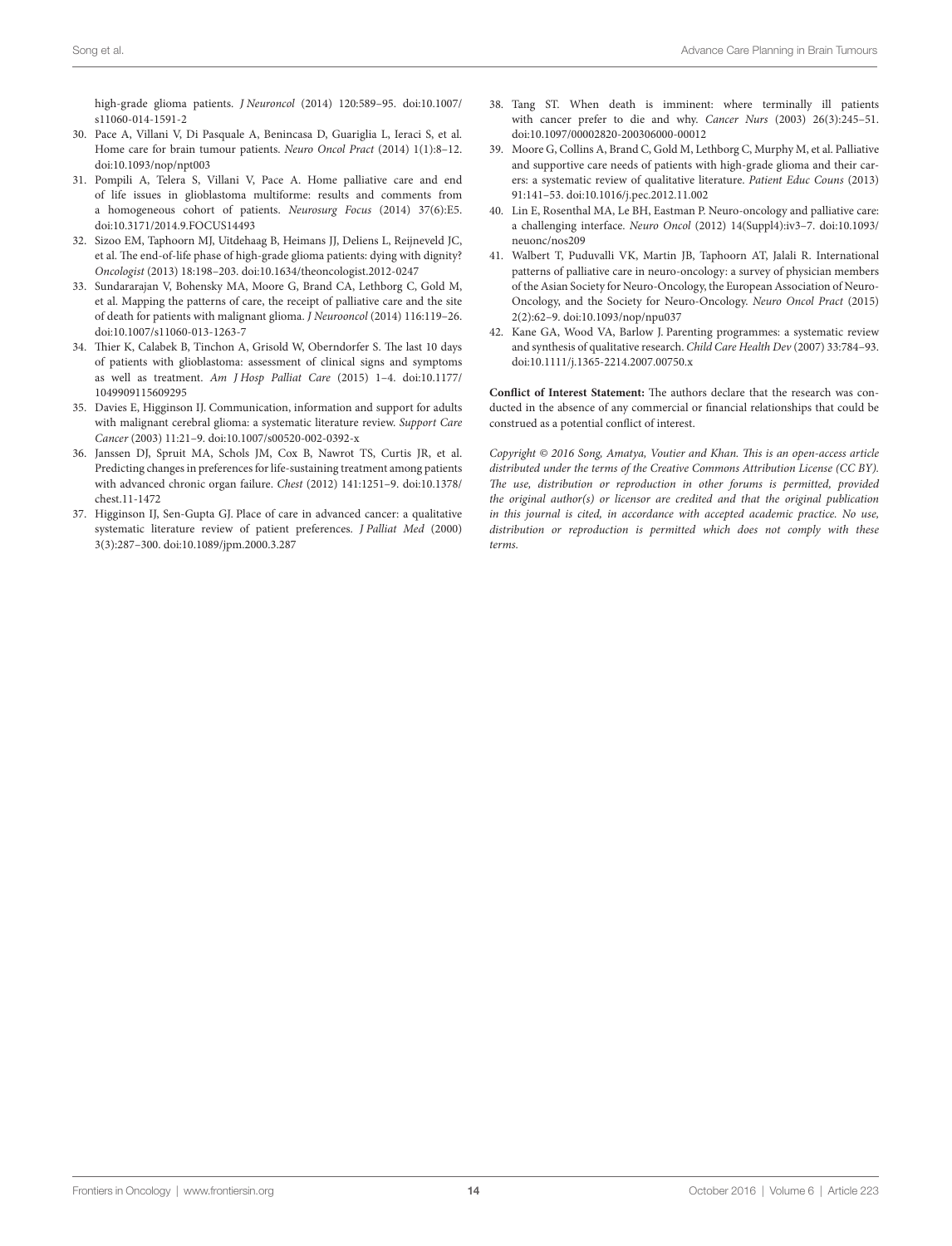high-grade glioma patients. *J Neuroncol* (2014) 120:589–95. doi:10.1007/s11060-014-1591-2

30. Pace A, Villani V, Di Pasquale A, Benincasa D, Guariglia L, Ieraci S, et al. Home care for brain tumour patients. *Neuro Oncol Pract* (2014) 1(1):8–12. doi:10.1093/nop/npt003
31. Pompili A, Telera S, Villani V, Pace A. Home palliative care and end of life issues in glioblastoma multiforme: results and comments from a homogeneous cohort of patients. *Neurosurg Focus* (2014) 37(6):E5. doi:10.3171/2014.9.FOCUS14493
32. Sizoo EM, Taphoorn MJ, Uitdehaag B, Heimans JJ, Deliens L, Reijneveld JC, et al. The end-of-life phase of high-grade glioma patients: dying with dignity? *Oncologist* (2013) 18:198–203. doi:10.1634/theoncologist.2012-0247
33. Sundararajan V, Bohensky MA, Moore G, Brand CA, Lethborg C, Gold M, et al. Mapping the patterns of care, the receipt of palliative care and the site of death for patients with malignant glioma. *J Neurooncol* (2014) 116:119–26. doi:10.1007/s11060-013-1263-7
34. Thier K, Calabek B, Tinchon A, Grisold W, Oberndorfer S. The last 10 days of patients with glioblastoma: assessment of clinical signs and symptoms as well as treatment. *Am J Hosp Palliat Care* (2015) 1–4. doi:10.1177/1049909115609295
35. Davies E, Higginson IJ. Communication, information and support for adults with malignant cerebral glioma: a systematic literature review. *Support Care Cancer* (2003) 11:21–9. doi:10.1007/s00520-002-0392-x
36. Janssen DJ, Spruit MA, Schols JM, Cox B, Nawrot TS, Curtis JR, et al. Predicting changes in preferences for life-sustaining treatment among patients with advanced chronic organ failure. *Chest* (2012) 141:1251–9. doi:10.1378/chest.11-1472
37. Higginson IJ, Sen-Gupta GJ. Place of care in advanced cancer: a qualitative systematic literature review of patient preferences. *J Palliat Med* (2000) 3(3):287–300. doi:10.1089/jpm.2000.3.287
38. Tang ST. When death is imminent: where terminally ill patients with cancer prefer to die and why. *Cancer Nurs* (2003) 26(3):245–51. doi:10.1097/00002820-200306000-00012
39. Moore G, Collins A, Brand C, Gold M, Lethborg C, Murphy M, et al. Palliative and supportive care needs of patients with high-grade glioma and their carers: a systematic review of qualitative literature. *Patient Educ Couns* (2013) 91:141–53. doi:10.1016/j.pec.2012.11.002
40. Lin E, Rosenthal MA, Le BH, Eastman P. Neuro-oncology and palliative care: a challenging interface. *Neuro Oncol* (2012) 14(Suppl4):iv3–7. doi:10.1093/neuonc/nos209
41. Walbert T, Puduvalli VK, Martin JB, Taphoorn AT, Jalali R. International patterns of palliative care in neuro-oncology: a survey of physician members of the Asian Society for Neuro-Oncology, the European Association of Neuro-Oncology, and the Society for Neuro-Oncology. *Neuro Oncol Pract* (2015) 2(2):62–9. doi:10.1093/nop/npu037
42. Kane GA, Wood VA, Barlow J. Parenting programmes: a systematic review and synthesis of qualitative research. *Child Care Health Dev* (2007) 33:784–93. doi:10.1111/j.1365-2214.2007.00750.x

**Conflict of Interest Statement:** The authors declare that the research was conducted in the absence of any commercial or financial relationships that could be construed as a potential conflict of interest.

*Copyright © 2016 Song, Amatya, Voutier and Khan. This is an open-access article distributed under the terms of the Creative Commons Attribution License (CC BY). The use, distribution or reproduction in other forums is permitted, provided the original author(s) or licensor are credited and that the original publication in this journal is cited, in accordance with accepted academic practice. No use, distribution or reproduction is permitted which does not comply with these terms.*